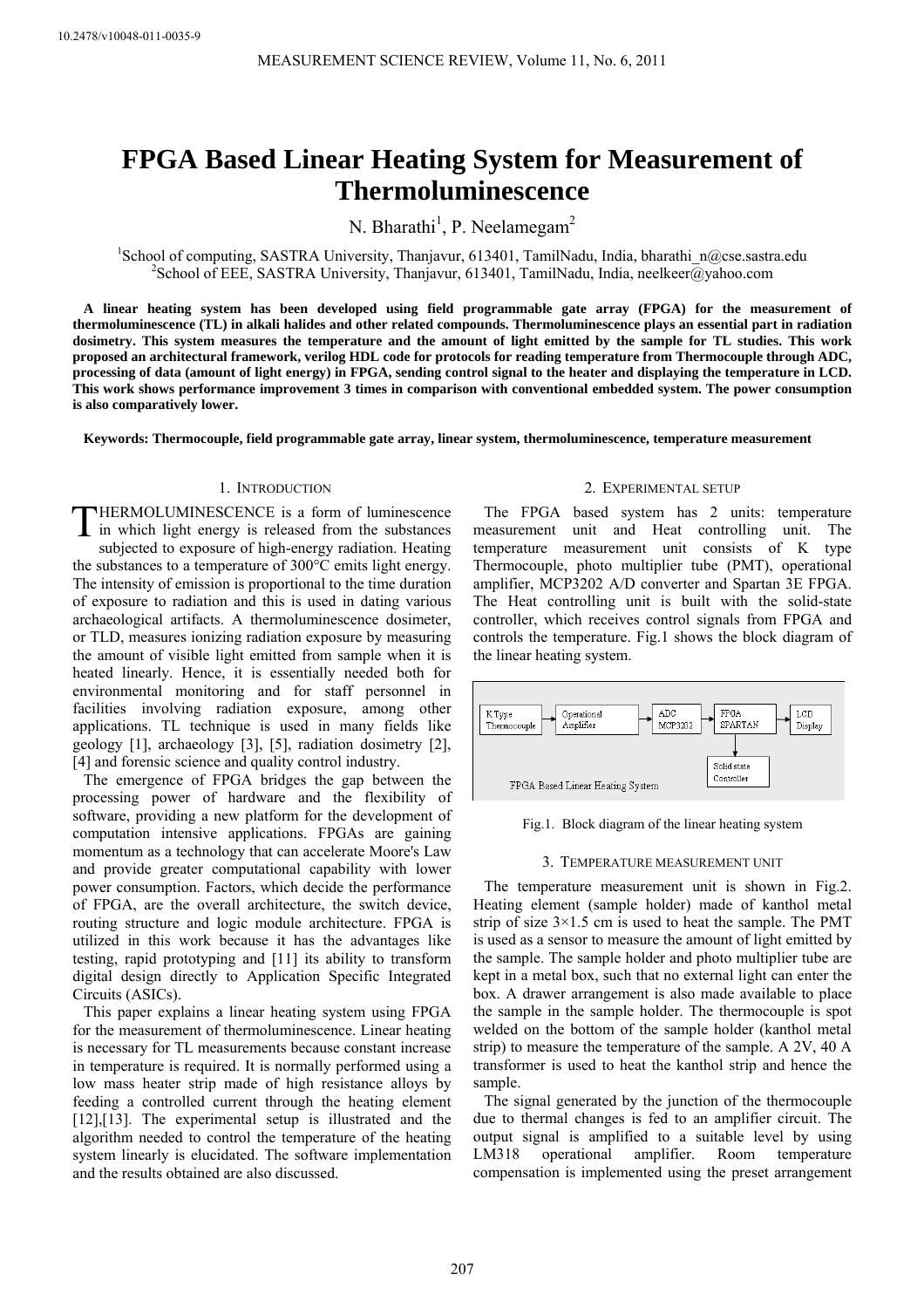10.2478/v10048-011-0035-9

# FPGA Based Linear Heating System for Measurement of Thermoluminescence

N. Bharathi[1], P. Neelamegam[2]

[1]School of computing, SASTRA University, Thanjavur, 613401, TamilNadu, India, bharathi_n@cse.sastra.edu
[2]School of EEE, SASTRA University, Thanjavur, 613401, TamilNadu, India, neelkeer@yahoo.com

**A linear heating system has been developed using field programmable gate array (FPGA) for the measurement of thermoluminescence (TL) in alkali halides and other related compounds. Thermoluminescence plays an essential part in radiation dosimetry. This system measures the temperature and the amount of light emitted by the sample for TL studies. This work proposed an architectural framework, verilog HDL code for protocols for reading temperature from Thermocouple through ADC, processing of data (amount of light energy) in FPGA, sending control signal to the heater and displaying the temperature in LCD. This work shows performance improvement 3 times in comparison with conventional embedded system. The power consumption is also comparatively lower.**

**Keywords: Thermocouple, field programmable gate array, linear system, thermoluminescence, temperature measurement**

## 1. Introduction

THERMOLUMINESCENCE is a form of luminescence in which light energy is released from the substances subjected to exposure of high-energy radiation. Heating the substances to a temperature of 300°C emits light energy. The intensity of emission is proportional to the time duration of exposure to radiation and this is used in dating various archaeological artifacts. A thermoluminescence dosimeter, or TLD, measures ionizing radiation exposure by measuring the amount of visible light emitted from sample when it is heated linearly. Hence, it is essentially needed both for environmental monitoring and for staff personnel in facilities involving radiation exposure, among other applications. TL technique is used in many fields like geology [1], archaeology [3], [5], radiation dosimetry [2], [4] and forensic science and quality control industry.

The emergence of FPGA bridges the gap between the processing power of hardware and the flexibility of software, providing a new platform for the development of computation intensive applications. FPGAs are gaining momentum as a technology that can accelerate Moore's Law and provide greater computational capability with lower power consumption. Factors, which decide the performance of FPGA, are the overall architecture, the switch device, routing structure and logic module architecture. FPGA is utilized in this work because it has the advantages like testing, rapid prototyping and [11] its ability to transform digital design directly to Application Specific Integrated Circuits (ASICs).

This paper explains a linear heating system using FPGA for the measurement of thermoluminescence. Linear heating is necessary for TL measurements because constant increase in temperature is required. It is normally performed using a low mass heater strip made of high resistance alloys by feeding a controlled current through the heating element [12],[13]. The experimental setup is illustrated and the algorithm needed to control the temperature of the heating system linearly is elucidated. The software implementation and the results obtained are also discussed.

## 2. Experimental setup

The FPGA based system has 2 units: temperature measurement unit and Heat controlling unit. The temperature measurement unit consists of K type Thermocouple, photo multiplier tube (PMT), operational amplifier, MCP3202 A/D converter and Spartan 3E FPGA. The Heat controlling unit is built with the solid-state controller, which receives control signals from FPGA and controls the temperature. Fig.1 shows the block diagram of the linear heating system.

K Type Thermocouple → Operational Amplifier → ADC MCP3202 → FPGA SPARTAN → LCD Display; FPGA SPARTAN → Solid state Controller

FPGA Based Linear Heating System

Fig.1. Block diagram of the linear heating system

## 3. Temperature measurement unit

The temperature measurement unit is shown in Fig.2. Heating element (sample holder) made of kanthol metal strip of size 3×1.5 cm is used to heat the sample. The PMT is used as a sensor to measure the amount of light emitted by the sample. The sample holder and photo multiplier tube are kept in a metal box, such that no external light can enter the box. A drawer arrangement is also made available to place the sample in the sample holder. The thermocouple is spot welded on the bottom of the sample holder (kanthol metal strip) to measure the temperature of the sample. A 2V, 40 A transformer is used to heat the kanthol strip and hence the sample.

The signal generated by the junction of the thermocouple due to thermal changes is fed to an amplifier circuit. The output signal is amplified to a suitable level by using LM318 operational amplifier. Room temperature compensation is implemented using the preset arrangement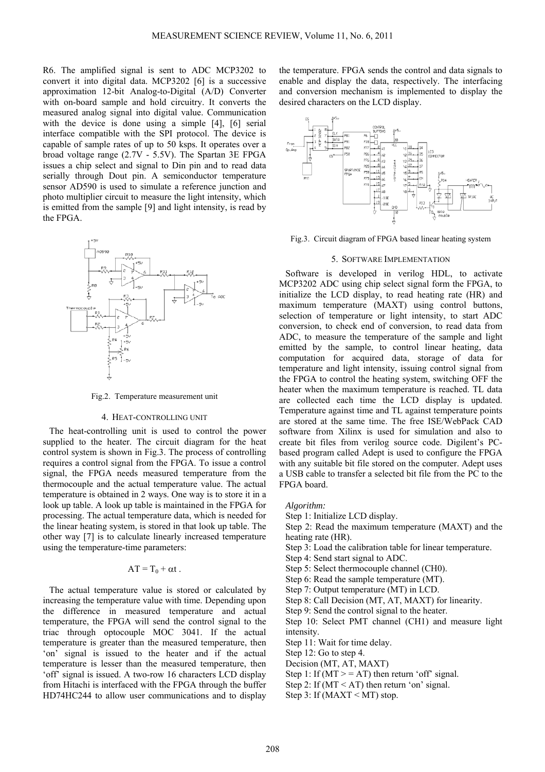R6. The amplified signal is sent to ADC MCP3202 to convert it into digital data. MCP3202 [6] is a successive approximation 12-bit Analog-to-Digital (A/D) Converter with on-board sample and hold circuitry. It converts the measured analog signal into digital value. Communication with the device is done using a simple [4], [6] serial interface compatible with the SPI protocol. The device is capable of sample rates of up to 50 ksps. It operates over a broad voltage range (2.7V - 5.5V). The Spartan 3E FPGA issues a chip select and signal to Din pin and to read data serially through Dout pin. A semiconductor temperature sensor AD590 is used to simulate a reference junction and photo multiplier circuit to measure the light intensity, which is emitted from the sample [9] and light intensity, is read by the FPGA.

Fig.2. Temperature measurement unit

## 4. HEAT-CONTROLLING UNIT

The heat-controlling unit is used to control the power supplied to the heater. The circuit diagram for the heat control system is shown in Fig.3. The process of controlling requires a control signal from the FPGA. To issue a control signal, the FPGA needs measured temperature from the thermocouple and the actual temperature value. The actual temperature is obtained in 2 ways. One way is to store it in a look up table. A look up table is maintained in the FPGA for processing. The actual temperature data, which is needed for the linear heating system, is stored in that look up table. The other way [7] is to calculate linearly increased temperature using the temperature-time parameters:

$$AT = T_0 + \alpha t .$$

The actual temperature value is stored or calculated by increasing the temperature value with time. Depending upon the difference in measured temperature and actual temperature, the FPGA will send the control signal to the triac through optocouple MOC 3041. If the actual temperature is greater than the measured temperature, then 'on' signal is issued to the heater and if the actual temperature is lesser than the measured temperature, then 'off' signal is issued. A two-row 16 characters LCD display from Hitachi is interfaced with the FPGA through the buffer HD74HC244 to allow user communications and to display the temperature. FPGA sends the control and data signals to enable and display the data, respectively. The interfacing and conversion mechanism is implemented to display the desired characters on the LCD display.

Fig.3. Circuit diagram of FPGA based linear heating system

## 5. SOFTWARE IMPLEMENTATION

Software is developed in verilog HDL, to activate MCP3202 ADC using chip select signal form the FPGA, to initialize the LCD display, to read heating rate (HR) and maximum temperature (MAXT) using control buttons, selection of temperature or light intensity, to start ADC conversion, to check end of conversion, to read data from ADC, to measure the temperature of the sample and light emitted by the sample, to control linear heating, data computation for acquired data, storage of data for temperature and light intensity, issuing control signal from the FPGA to control the heating system, switching OFF the heater when the maximum temperature is reached. TL data are collected each time the LCD display is updated. Temperature against time and TL against temperature points are stored at the same time. The free ISE/WebPack CAD software from Xilinx is used for simulation and also to create bit files from verilog source code. Digilent's PC-based program called Adept is used to configure the FPGA with any suitable bit file stored on the computer. Adept uses a USB cable to transfer a selected bit file from the PC to the FPGA board.

*Algorithm:*

Step 1: Initialize LCD display.
Step 2: Read the maximum temperature (MAXT) and the heating rate (HR).
Step 3: Load the calibration table for linear temperature.
Step 4: Send start signal to ADC.
Step 5: Select thermocouple channel (CH0).
Step 6: Read the sample temperature (MT).
Step 7: Output temperature (MT) in LCD.
Step 8: Call Decision (MT, AT, MAXT) for linearity.
Step 9: Send the control signal to the heater.
Step 10: Select PMT channel (CH1) and measure light intensity.
Step 11: Wait for time delay.
Step 12: Go to step 4.

Decision (MT, AT, MAXT)
Step 1: If (MT > = AT) then return 'off' signal.
Step 2: If (MT < AT) then return 'on' signal.
Step 3: If (MAXT < MT) stop.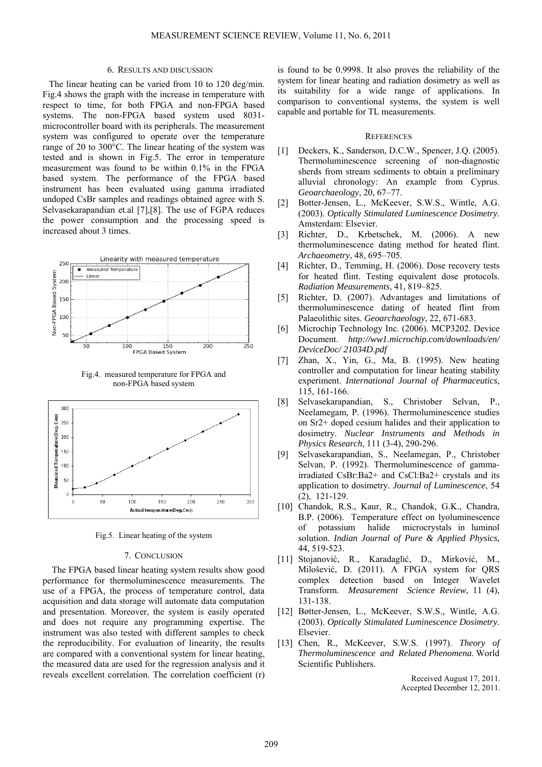## 6. RESULTS AND DISCUSSION

The linear heating can be varied from 10 to 120 deg/min. Fig.4 shows the graph with the increase in temperature with respect to time, for both FPGA and non-FPGA based systems. The non-FPGA based system used 8031-microcontroller board with its peripherals. The measurement system was configured to operate over the temperature range of 20 to 300°C. The linear heating of the system was tested and is shown in Fig.5. The error in temperature measurement was found to be within 0.1% in the FPGA based system. The performance of the FPGA based instrument has been evaluated using gamma irradiated undoped CsBr samples and readings obtained agree with S. Selvasekarapandian et.al [7],[8]. The use of FGPA reduces the power consumption and the processing speed is increased about 3 times.

Linearity with measured temperature

measured Temperature
Linear

Non-FPGA Based System

FPGA Based System

Fig.4. measured temperature for FPGA and non-FPGA based system

Measured Temperature(Deg.Cen)

Actual temperature(Deg.Cen)

Fig.5. Linear heating of the system

## 7. CONCLUSION

The FPGA based linear heating system results show good performance for thermoluminescence measurements. The use of a FPGA, the process of temperature control, data acquisition and data storage will automate data computation and presentation. Moreover, the system is easily operated and does not require any programming expertise. The instrument was also tested with different samples to check the reproducibility. For evaluation of linearity, the results are compared with a conventional system for linear heating, the measured data are used for the regression analysis and it reveals excellent correlation. The correlation coefficient (r) is found to be 0.9998. It also proves the reliability of the system for linear heating and radiation dosimetry as well as its suitability for a wide range of applications. In comparison to conventional systems, the system is well capable and portable for TL measurements.

## REFERENCES

[1] Deckers, K., Sanderson, D.C.W., Spencer, J.Q. (2005). Thermoluminescence screening of non-diagnostic sherds from stream sediments to obtain a preliminary alluvial chronology: An example from Cyprus. *Geoarchaeology*, 20, 67–77.

[2] Botter-Jensen, L., McKeever, S.W.S., Wintle, A.G. (2003). *Optically Stimulated Luminescence Dosimetry*. Amsterdam: Elsevier.

[3] Richter, D., Krbetschek, M. (2006). A new thermoluminescence dating method for heated flint. *Archaeometry*, 48, 695–705.

[4] Richter, D., Temming, H. (2006). Dose recovery tests for heated flint. Testing equivalent dose protocols. *Radiation Measurements*, 41, 819–825.

[5] Richter, D. (2007). Advantages and limitations of thermoluminescence dating of heated flint from Palaeolithic sites. *Geoarchaeology*, 22, 671-683.

[6] Microchip Technology Inc. (2006). MCP3202. Device Document. *http://ww1.microchip.com/downloads/en/DeviceDoc/ 21034D.pdf*

[7] Zhan, X., Yin, G., Ma, B. (1995). New heating controller and computation for linear heating stability experiment. *International Journal of Pharmaceutics*, 115, 161-166.

[8] Selvasekarapandian, S., Christober Selvan, P., Neelamegam, P. (1996). Thermoluminescence studies on Sr2+ doped cesium halides and their application to dosimetry. *Nuclear Instruments and Methods in Physics Research*, 111 (3-4), 290-296.

[9] Selvasekarapandian, S., Neelamegan, P., Christober Selvan, P. (1992). Thermoluminescence of gamma-irradiated CsBr:Ba2+ and CsCl:Ba2+ crystals and its application to dosimetry. *Journal of Luminescence*, 54 (2), 121-129.

[10] Chandok, R.S., Kaur, R., Chandok, G.K., Chandra, B.P. (2006). Temperature effect on lyoluminescence of potassium halide microcrystals in luminol solution. *Indian Journal of Pure & Applied Physics*, 44, 519-523.

[11] Stojanović, R., Karadaglić, D., Mirković, M., Milošević, D. (2011). A FPGA system for QRS complex detection based on Integer Wavelet Transform. *Measurement Science Review*, 11 (4), 131-138.

[12] Bøtter-Jensen, L., McKeever, S.W.S., Wintle, A.G. (2003). *Optically Stimulated Luminescence Dosimetry*. Elsevier.

[13] Chen, R., McKeever, S.W.S. (1997). *Theory of Thermoluminescence and Related Phenomena*. World Scientific Publishers.

Received August 17, 2011.
Accepted December 12, 2011.